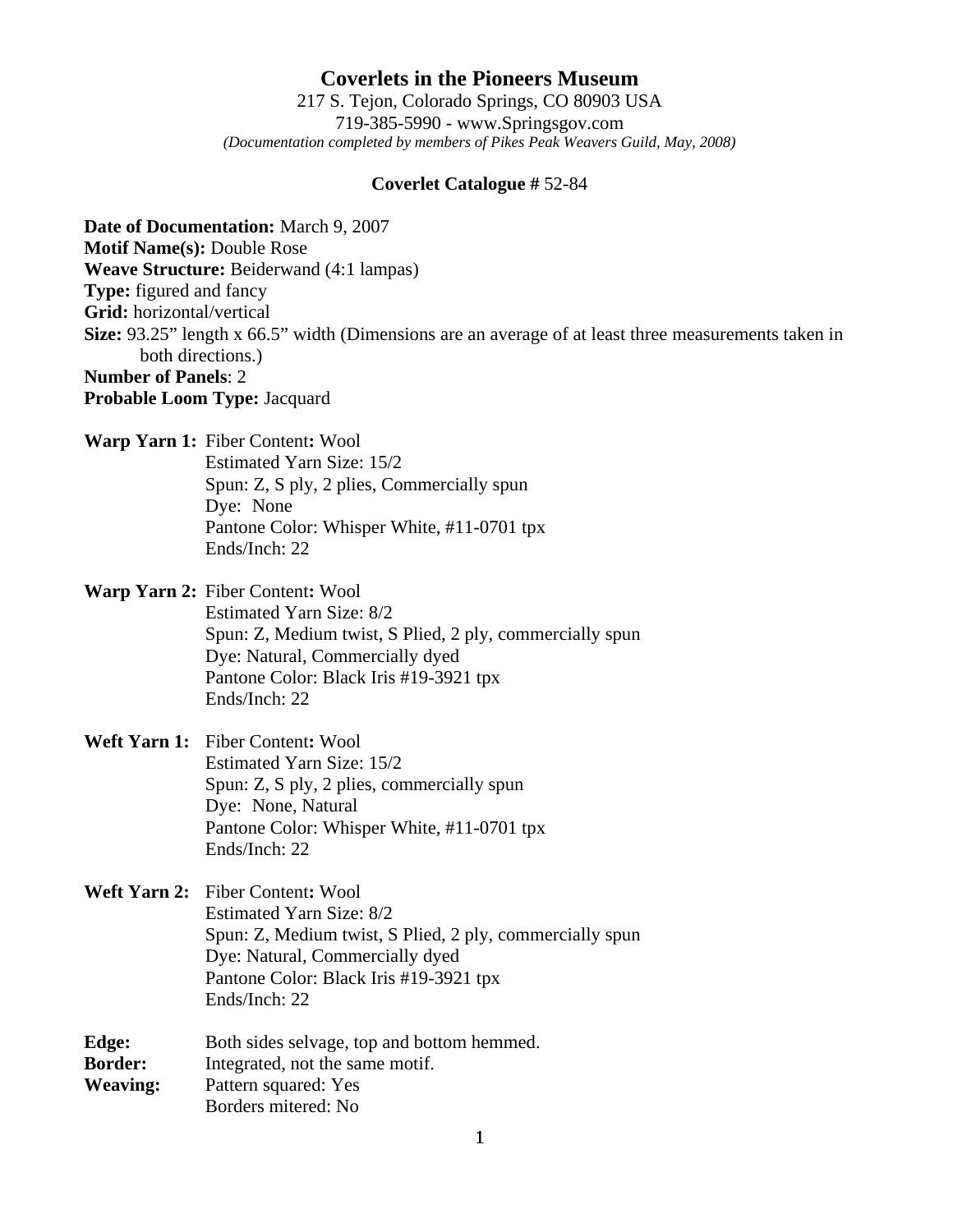# Coverlets in the Pioneers Museum

217 S. Tejon, Colorado Springs, CO 80903 USA
719-385-5990 - www.Springsgov.com
*(Documentation completed by members of Pikes Peak Weavers Guild, May, 2008)*

**Coverlet Catalogue #** 52-84

**Date of Documentation:** March 9, 2007
**Motif Name(s):** Double Rose
**Weave Structure:** Beiderwand (4:1 lampas)
**Type:** figured and fancy
**Grid:** horizontal/vertical
**Size:** 93.25" length x 66.5" width (Dimensions are an average of at least three measurements taken in both directions.)
**Number of Panels**: 2
**Probable Loom Type:** Jacquard

**Warp Yarn 1:** Fiber Content**:** Wool
Estimated Yarn Size: 15/2
Spun: Z, S ply, 2 plies, Commercially spun
Dye: None
Pantone Color: Whisper White, #11-0701 tpx
Ends/Inch: 22

**Warp Yarn 2:** Fiber Content**:** Wool
Estimated Yarn Size: 8/2
Spun: Z, Medium twist, S Plied, 2 ply, commercially spun
Dye: Natural, Commercially dyed
Pantone Color: Black Iris #19-3921 tpx
Ends/Inch: 22

**Weft Yarn 1:** Fiber Content**:** Wool
Estimated Yarn Size: 15/2
Spun: Z, S ply, 2 plies, commercially spun
Dye: None, Natural
Pantone Color: Whisper White, #11-0701 tpx
Ends/Inch: 22

**Weft Yarn 2:** Fiber Content**:** Wool
Estimated Yarn Size: 8/2
Spun: Z, Medium twist, S Plied, 2 ply, commercially spun
Dye: Natural, Commercially dyed
Pantone Color: Black Iris #19-3921 tpx
Ends/Inch: 22

**Edge:** Both sides selvage, top and bottom hemmed.
**Border:** Integrated, not the same motif.
**Weaving:** Pattern squared: Yes
Borders mitered: No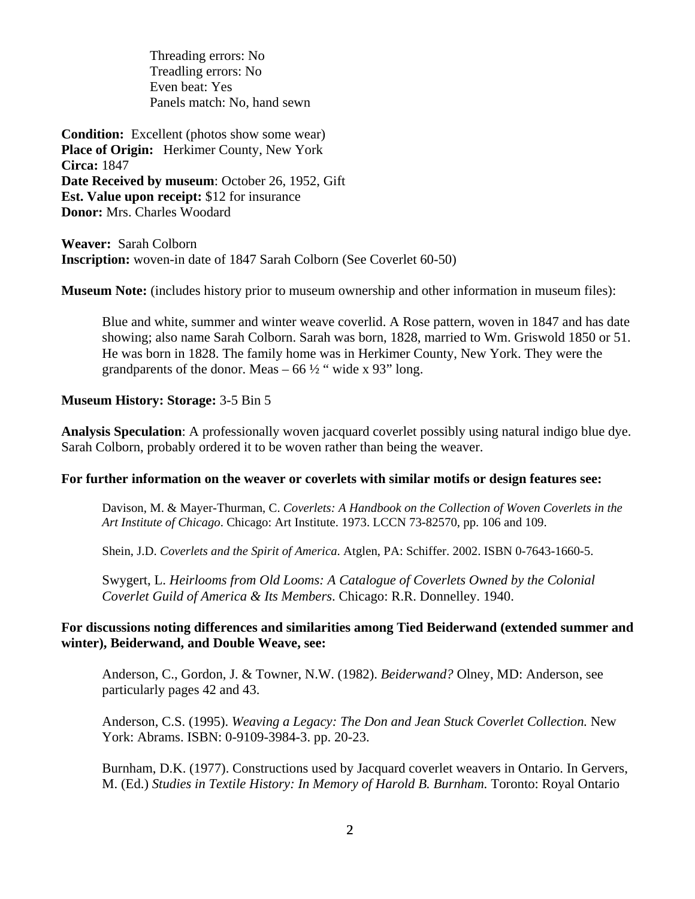Threading errors: No
Treadling errors: No
Even beat: Yes
Panels match: No, hand sewn

**Condition:** Excellent (photos show some wear)
**Place of Origin:** Herkimer County, New York
**Circa:** 1847
**Date Received by museum**: October 26, 1952, Gift
**Est. Value upon receipt:** $12 for insurance
**Donor:** Mrs. Charles Woodard

**Weaver:** Sarah Colborn
**Inscription:** woven-in date of 1847 Sarah Colborn (See Coverlet 60-50)

**Museum Note:** (includes history prior to museum ownership and other information in museum files):

> Blue and white, summer and winter weave coverlid. A Rose pattern, woven in 1847 and has date showing; also name Sarah Colborn. Sarah was born, 1828, married to Wm. Griswold 1850 or 51. He was born in 1828. The family home was in Herkimer County, New York. They were the grandparents of the donor. Meas – 66 ½ " wide x 93" long.

**Museum History: Storage:** 3-5 Bin 5

**Analysis Speculation**: A professionally woven jacquard coverlet possibly using natural indigo blue dye. Sarah Colborn, probably ordered it to be woven rather than being the weaver.

**For further information on the weaver or coverlets with similar motifs or design features see:**

Davison, M. & Mayer-Thurman, C. *Coverlets: A Handbook on the Collection of Woven Coverlets in the Art Institute of Chicago*. Chicago: Art Institute. 1973. LCCN 73-82570, pp. 106 and 109.

Shein, J.D. *Coverlets and the Spirit of America.* Atglen, PA: Schiffer. 2002. ISBN 0-7643-1660-5.

Swygert, L. *Heirlooms from Old Looms: A Catalogue of Coverlets Owned by the Colonial Coverlet Guild of America & Its Members*. Chicago: R.R. Donnelley. 1940.

**For discussions noting differences and similarities among Tied Beiderwand (extended summer and winter), Beiderwand, and Double Weave, see:**

Anderson, C., Gordon, J. & Towner, N.W. (1982). *Beiderwand?* Olney, MD: Anderson, see particularly pages 42 and 43.

Anderson, C.S. (1995). *Weaving a Legacy: The Don and Jean Stuck Coverlet Collection.* New York: Abrams. ISBN: 0-9109-3984-3. pp. 20-23.

Burnham, D.K. (1977). Constructions used by Jacquard coverlet weavers in Ontario. In Gervers, M. (Ed.) *Studies in Textile History: In Memory of Harold B. Burnham.* Toronto: Royal Ontario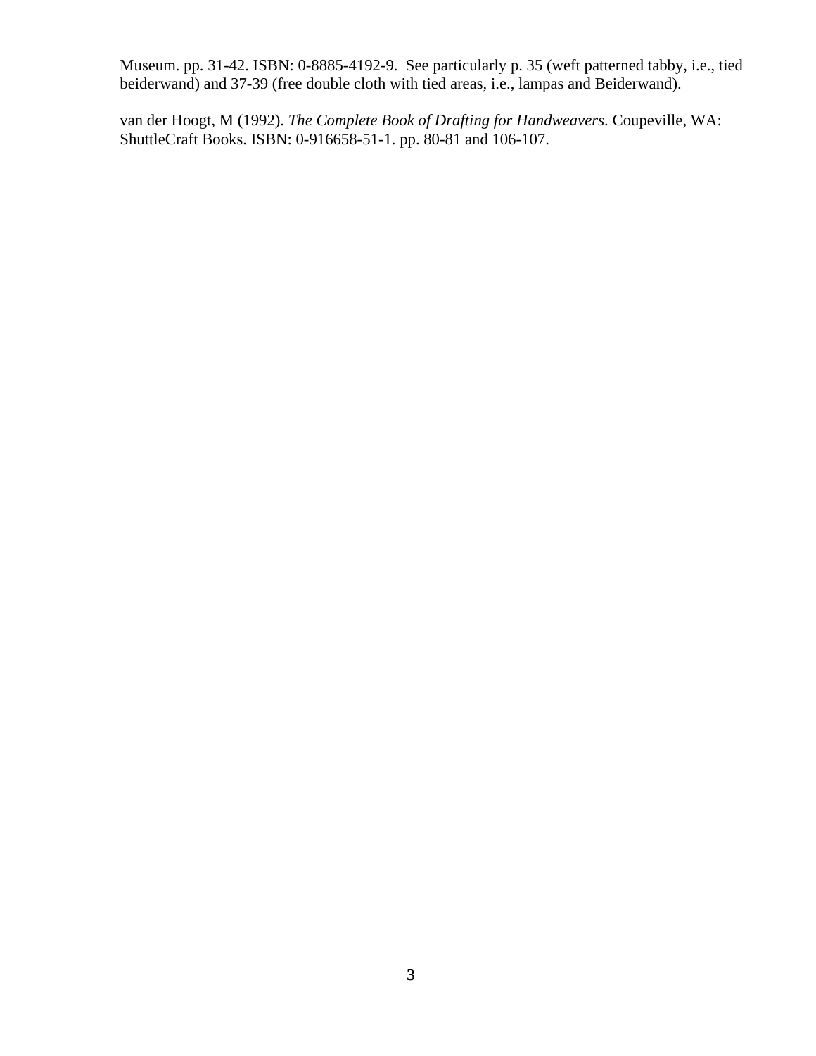Museum. pp. 31-42. ISBN: 0-8885-4192-9. See particularly p. 35 (weft patterned tabby, i.e., tied beiderwand) and 37-39 (free double cloth with tied areas, i.e., lampas and Beiderwand).

van der Hoogt, M (1992). *The Complete Book of Drafting for Handweavers*. Coupeville, WA: ShuttleCraft Books. ISBN: 0-916658-51-1. pp. 80-81 and 106-107.